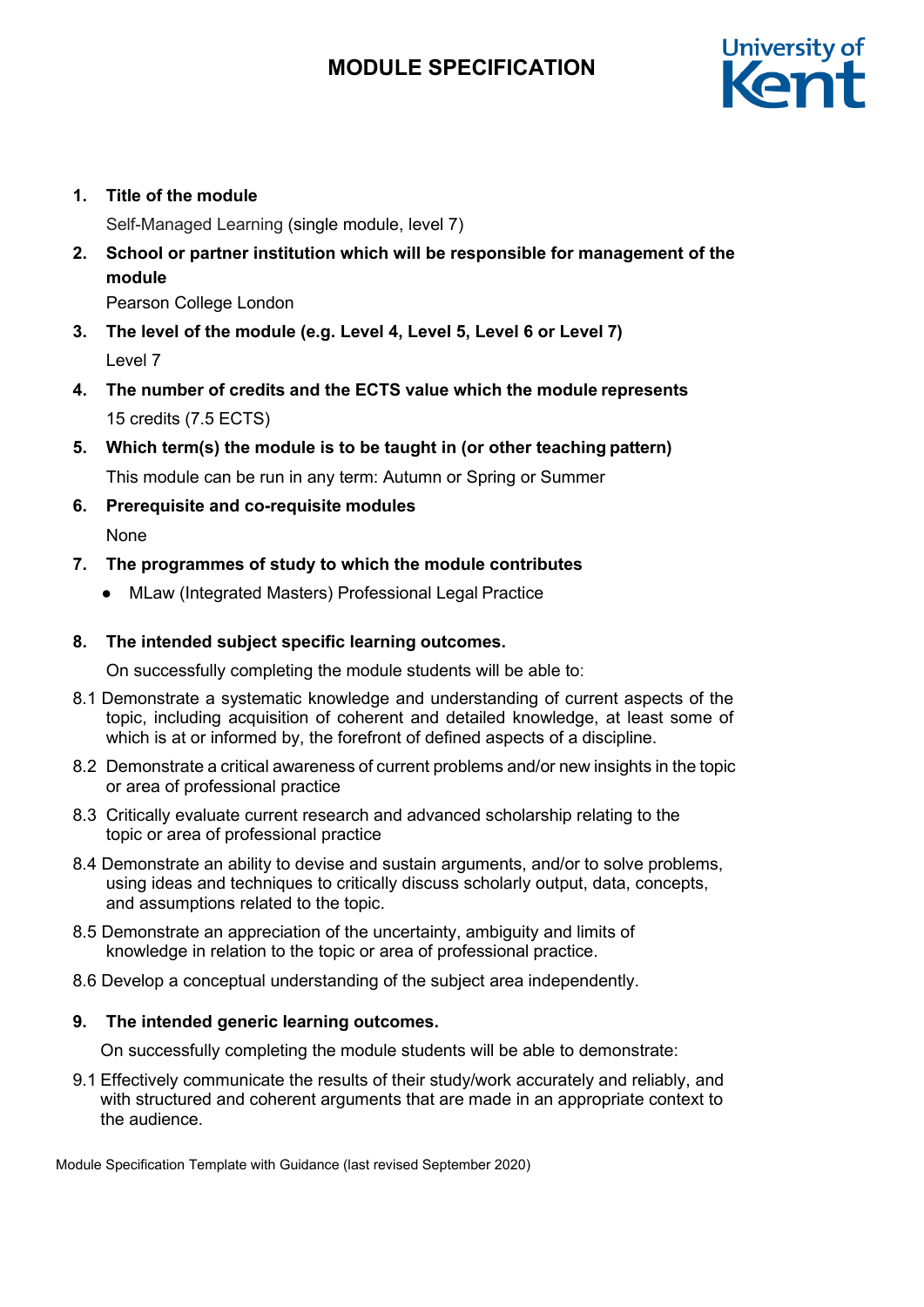# MODULE SPECIFICATION

1. **Title of the module**

   Self-Managed Learning (single module, level 7)

2. **School or partner institution which will be responsible for management of the module**

   Pearson College London

3. **The level of the module (e.g. Level 4, Level 5, Level 6 or Level 7)**

   Level 7

4. **The number of credits and the ECTS value which the module represents**

   15 credits (7.5 ECTS)

5. **Which term(s) the module is to be taught in (or other teaching pattern)**

   This module can be run in any term: Autumn or Spring or Summer

6. **Prerequisite and co-requisite modules**

   None

7. **The programmes of study to which the module contributes**

   - MLaw (Integrated Masters) Professional Legal Practice

8. **The intended subject specific learning outcomes.**

   On successfully completing the module students will be able to:

8.1 Demonstrate a systematic knowledge and understanding of current aspects of the topic, including acquisition of coherent and detailed knowledge, at least some of which is at or informed by, the forefront of defined aspects of a discipline.

8.2 Demonstrate a critical awareness of current problems and/or new insights in the topic or area of professional practice

8.3 Critically evaluate current research and advanced scholarship relating to the topic or area of professional practice

8.4 Demonstrate an ability to devise and sustain arguments, and/or to solve problems, using ideas and techniques to critically discuss scholarly output, data, concepts, and assumptions related to the topic.

8.5 Demonstrate an appreciation of the uncertainty, ambiguity and limits of knowledge in relation to the topic or area of professional practice.

8.6 Develop a conceptual understanding of the subject area independently.

9. **The intended generic learning outcomes.**

   On successfully completing the module students will be able to demonstrate:

9.1 Effectively communicate the results of their study/work accurately and reliably, and with structured and coherent arguments that are made in an appropriate context to the audience.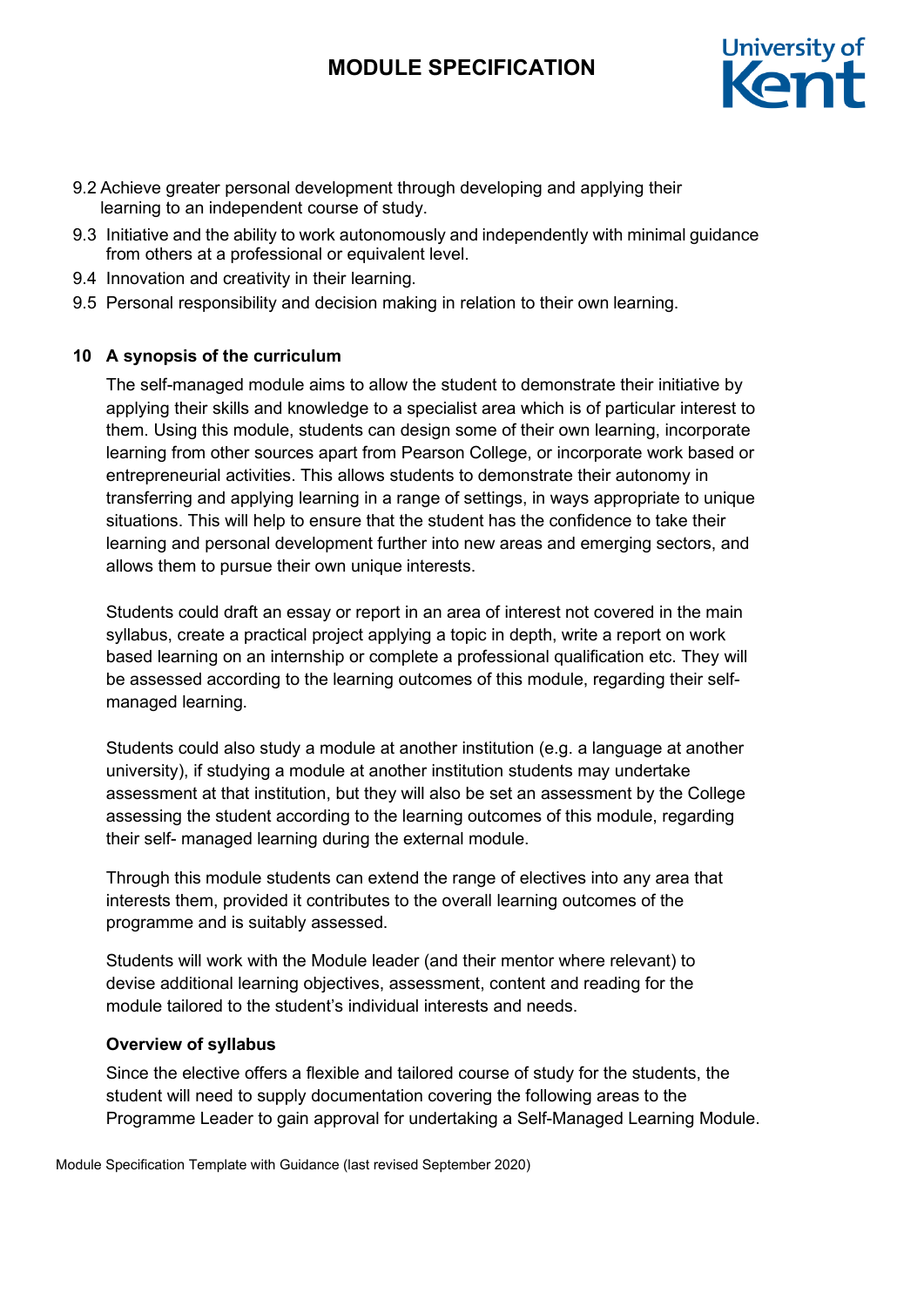9.2 Achieve greater personal development through developing and applying their learning to an independent course of study.

9.3 Initiative and the ability to work autonomously and independently with minimal guidance from others at a professional or equivalent level.

9.4 Innovation and creativity in their learning.

9.5 Personal responsibility and decision making in relation to their own learning.

## 10 A synopsis of the curriculum

The self-managed module aims to allow the student to demonstrate their initiative by applying their skills and knowledge to a specialist area which is of particular interest to them. Using this module, students can design some of their own learning, incorporate learning from other sources apart from Pearson College, or incorporate work based or entrepreneurial activities. This allows students to demonstrate their autonomy in transferring and applying learning in a range of settings, in ways appropriate to unique situations. This will help to ensure that the student has the confidence to take their learning and personal development further into new areas and emerging sectors, and allows them to pursue their own unique interests.

Students could draft an essay or report in an area of interest not covered in the main syllabus, create a practical project applying a topic in depth, write a report on work based learning on an internship or complete a professional qualification etc. They will be assessed according to the learning outcomes of this module, regarding their self-managed learning.

Students could also study a module at another institution (e.g. a language at another university), if studying a module at another institution students may undertake assessment at that institution, but they will also be set an assessment by the College assessing the student according to the learning outcomes of this module, regarding their self- managed learning during the external module.

Through this module students can extend the range of electives into any area that interests them, provided it contributes to the overall learning outcomes of the programme and is suitably assessed.

Students will work with the Module leader (and their mentor where relevant) to devise additional learning objectives, assessment, content and reading for the module tailored to the student's individual interests and needs.

### Overview of syllabus

Since the elective offers a flexible and tailored course of study for the students, the student will need to supply documentation covering the following areas to the Programme Leader to gain approval for undertaking a Self-Managed Learning Module.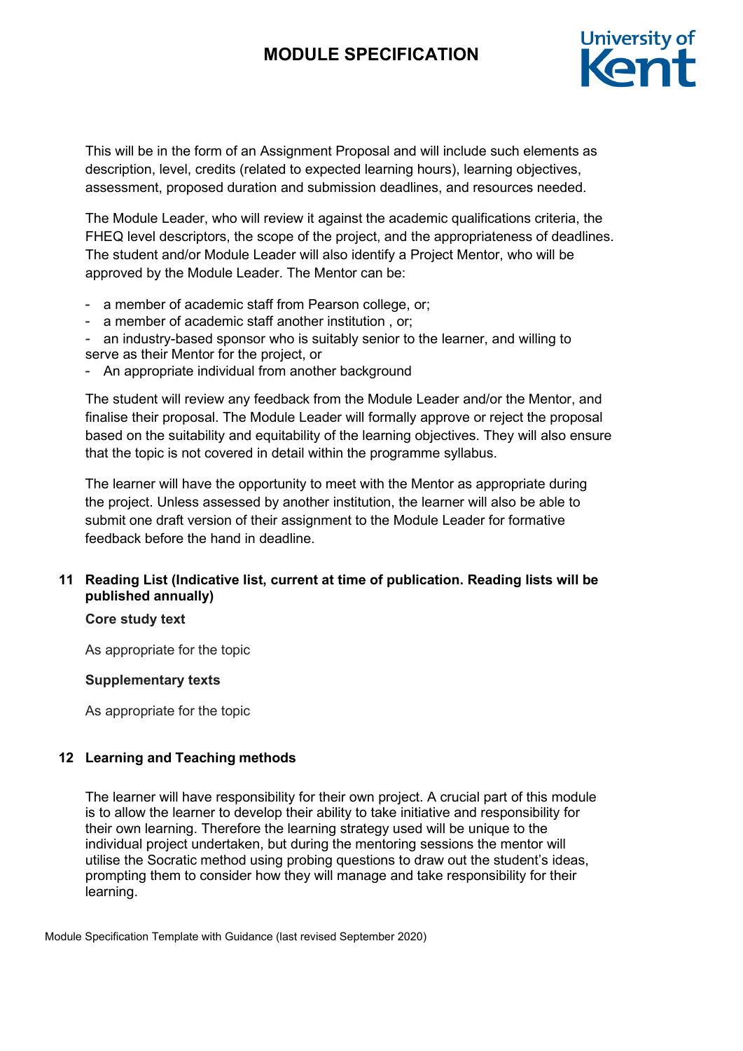This will be in the form of an Assignment Proposal and will include such elements as description, level, credits (related to expected learning hours), learning objectives, assessment, proposed duration and submission deadlines, and resources needed.

The Module Leader, who will review it against the academic qualifications criteria, the FHEQ level descriptors, the scope of the project, and the appropriateness of deadlines. The student and/or Module Leader will also identify a Project Mentor, who will be approved by the Module Leader. The Mentor can be:

- a member of academic staff from Pearson college, or;
- a member of academic staff another institution , or;
- an industry-based sponsor who is suitably senior to the learner, and willing to serve as their Mentor for the project, or
- An appropriate individual from another background

The student will review any feedback from the Module Leader and/or the Mentor, and finalise their proposal. The Module Leader will formally approve or reject the proposal based on the suitability and equitability of the learning objectives. They will also ensure that the topic is not covered in detail within the programme syllabus.

The learner will have the opportunity to meet with the Mentor as appropriate during the project. Unless assessed by another institution, the learner will also be able to submit one draft version of their assignment to the Module Leader for formative feedback before the hand in deadline.

## 11 Reading List (Indicative list, current at time of publication. Reading lists will be published annually)

**Core study text**

As appropriate for the topic

**Supplementary texts**

As appropriate for the topic

## 12 Learning and Teaching methods

The learner will have responsibility for their own project. A crucial part of this module is to allow the learner to develop their ability to take initiative and responsibility for their own learning. Therefore the learning strategy used will be unique to the individual project undertaken, but during the mentoring sessions the mentor will utilise the Socratic method using probing questions to draw out the student's ideas, prompting them to consider how they will manage and take responsibility for their learning.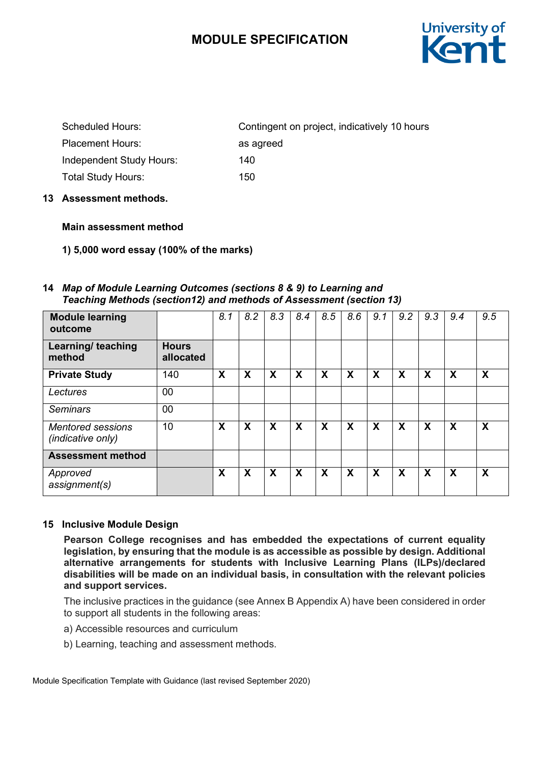| | |
|---|---|
| Scheduled Hours: | Contingent on project, indicatively 10 hours |
| Placement Hours: | as agreed |
| Independent Study Hours: | 140 |
| Total Study Hours: | 150 |

**13 Assessment methods.**

**Main assessment method**

**1) 5,000 word essay (100% of the marks)**

**14** ***Map of Module Learning Outcomes (sections 8 & 9) to Learning and Teaching Methods (section12) and methods of Assessment (section 13)***

| **Module learning outcome** | | *8.1* | *8.2* | *8.3* | *8.4* | *8.5* | *8.6* | *9.1* | *9.2* | *9.3* | *9.4* | *9.5* |
|---|---|---|---|---|---|---|---|---|---|---|---|---|
| **Learning/ teaching method** | **Hours allocated** | | | | | | | | | | | |
| **Private Study** | 140 | **X** | **X** | **X** | **X** | **X** | **X** | **X** | **X** | **X** | **X** | **X** |
| *Lectures* | 00 | | | | | | | | | | | |
| *Seminars* | 00 | | | | | | | | | | | |
| *Mentored sessions (indicative only)* | 10 | **X** | **X** | **X** | **X** | **X** | **X** | **X** | **X** | **X** | **X** | **X** |
| **Assessment method** | | | | | | | | | | | | |
| *Approved assignment(s)* | | **X** | **X** | **X** | **X** | **X** | **X** | **X** | **X** | **X** | **X** | **X** |

**15 Inclusive Module Design**

**Pearson College recognises and has embedded the expectations of current equality legislation, by ensuring that the module is as accessible as possible by design. Additional alternative arrangements for students with Inclusive Learning Plans (ILPs)/declared disabilities will be made on an individual basis, in consultation with the relevant policies and support services.**

The inclusive practices in the guidance (see Annex B Appendix A) have been considered in order to support all students in the following areas:

a) Accessible resources and curriculum

b) Learning, teaching and assessment methods.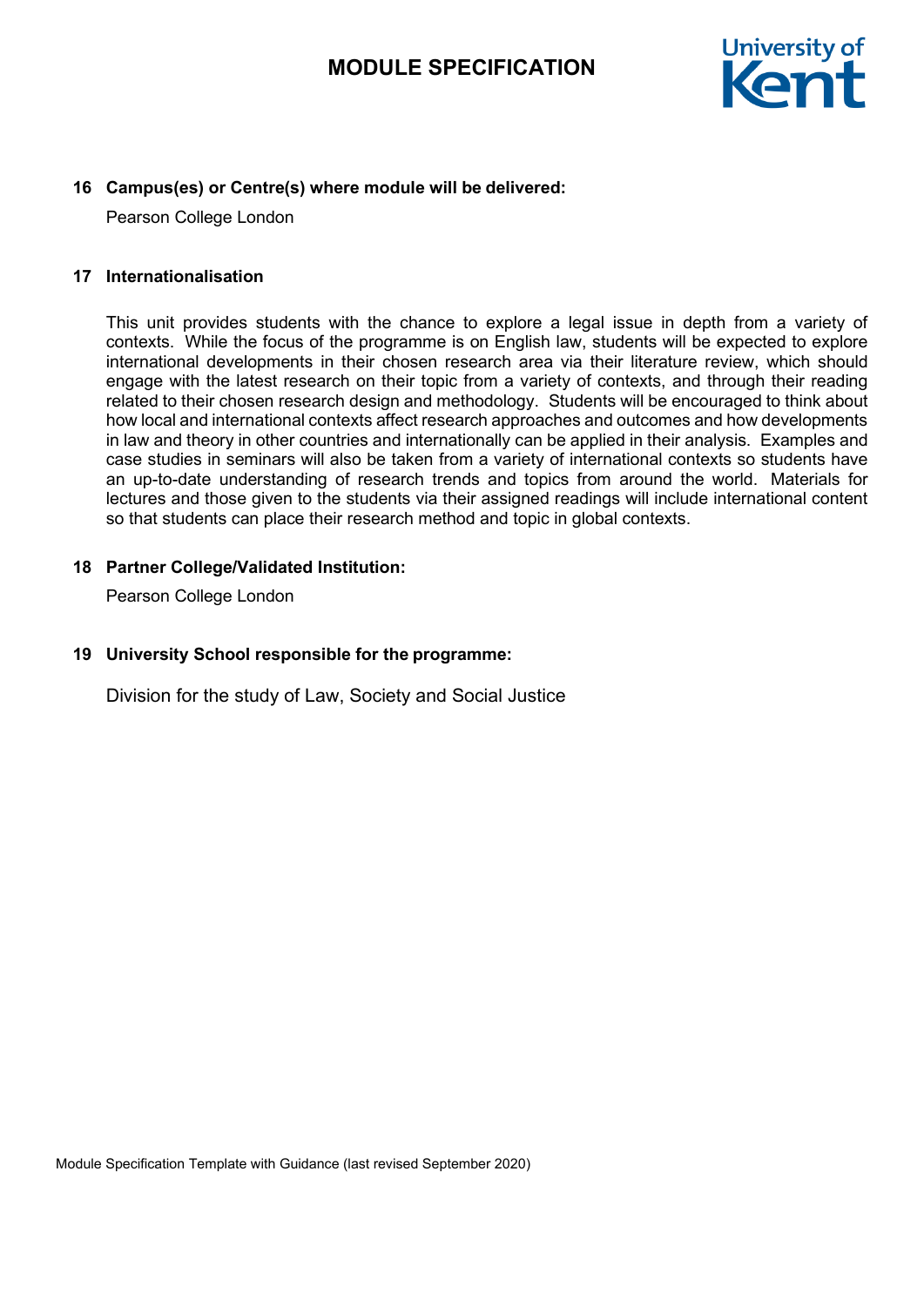**16 Campus(es) or Centre(s) where module will be delivered:**

Pearson College London

**17 Internationalisation**

This unit provides students with the chance to explore a legal issue in depth from a variety of contexts. While the focus of the programme is on English law, students will be expected to explore international developments in their chosen research area via their literature review, which should engage with the latest research on their topic from a variety of contexts, and through their reading related to their chosen research design and methodology. Students will be encouraged to think about how local and international contexts affect research approaches and outcomes and how developments in law and theory in other countries and internationally can be applied in their analysis. Examples and case studies in seminars will also be taken from a variety of international contexts so students have an up-to-date understanding of research trends and topics from around the world. Materials for lectures and those given to the students via their assigned readings will include international content so that students can place their research method and topic in global contexts.

**18 Partner College/Validated Institution:**

Pearson College London

**19 University School responsible for the programme:**

Division for the study of Law, Society and Social Justice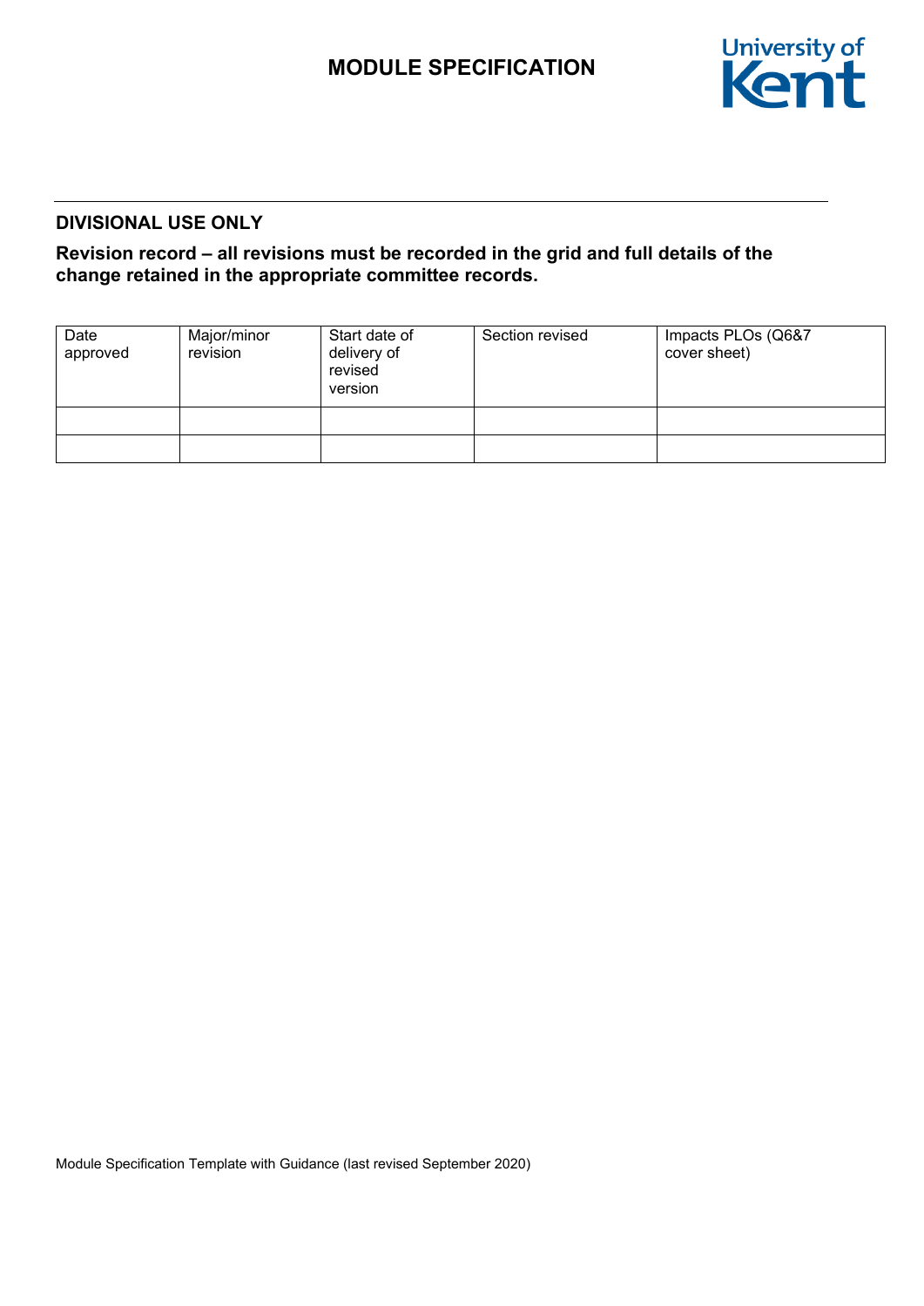## DIVISIONAL USE ONLY

**Revision record – all revisions must be recorded in the grid and full details of the change retained in the appropriate committee records.**

| Date approved | Major/minor revision | Start date of delivery of revised version | Section revised | Impacts PLOs (Q6&7 cover sheet) |
|---|---|---|---|---|
| | | | | |
| | | | | |